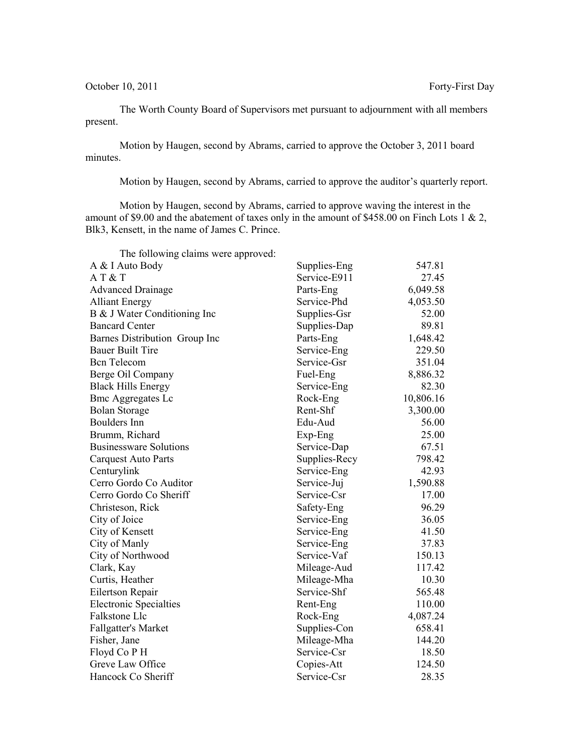October 10, 2011 Forty-First Day

The Worth County Board of Supervisors met pursuant to adjournment with all members present.

Motion by Haugen, second by Abrams, carried to approve the October 3, 2011 board minutes.

Motion by Haugen, second by Abrams, carried to approve the auditor's quarterly report.

Motion by Haugen, second by Abrams, carried to approve waving the interest in the amount of $9.00 and the abatement of taxes only in the amount of $458.00 on Finch Lots 1 & 2, Blk3, Kensett, in the name of James C. Prince.

The following claims were approved:

| | | |
|---|---|---|
| A & I Auto Body | Supplies-Eng | 547.81 |
| A T & T | Service-E911 | 27.45 |
| Advanced Drainage | Parts-Eng | 6,049.58 |
| Alliant Energy | Service-Phd | 4,053.50 |
| B & J Water Conditioning Inc | Supplies-Gsr | 52.00 |
| Bancard Center | Supplies-Dap | 89.81 |
| Barnes Distribution Group Inc | Parts-Eng | 1,648.42 |
| Bauer Built Tire | Service-Eng | 229.50 |
| Bcn Telecom | Service-Gsr | 351.04 |
| Berge Oil Company | Fuel-Eng | 8,886.32 |
| Black Hills Energy | Service-Eng | 82.30 |
| Bmc Aggregates Lc | Rock-Eng | 10,806.16 |
| Bolan Storage | Rent-Shf | 3,300.00 |
| Boulders Inn | Edu-Aud | 56.00 |
| Brumm, Richard | Exp-Eng | 25.00 |
| Businessware Solutions | Service-Dap | 67.51 |
| Carquest Auto Parts | Supplies-Recy | 798.42 |
| Centurylink | Service-Eng | 42.93 |
| Cerro Gordo Co Auditor | Service-Juj | 1,590.88 |
| Cerro Gordo Co Sheriff | Service-Csr | 17.00 |
| Christeson, Rick | Safety-Eng | 96.29 |
| City of Joice | Service-Eng | 36.05 |
| City of Kensett | Service-Eng | 41.50 |
| City of Manly | Service-Eng | 37.83 |
| City of Northwood | Service-Vaf | 150.13 |
| Clark, Kay | Mileage-Aud | 117.42 |
| Curtis, Heather | Mileage-Mha | 10.30 |
| Eilertson Repair | Service-Shf | 565.48 |
| Electronic Specialties | Rent-Eng | 110.00 |
| Falkstone Llc | Rock-Eng | 4,087.24 |
| Fallgatter's Market | Supplies-Con | 658.41 |
| Fisher, Jane | Mileage-Mha | 144.20 |
| Floyd Co P H | Service-Csr | 18.50 |
| Greve Law Office | Copies-Att | 124.50 |
| Hancock Co Sheriff | Service-Csr | 28.35 |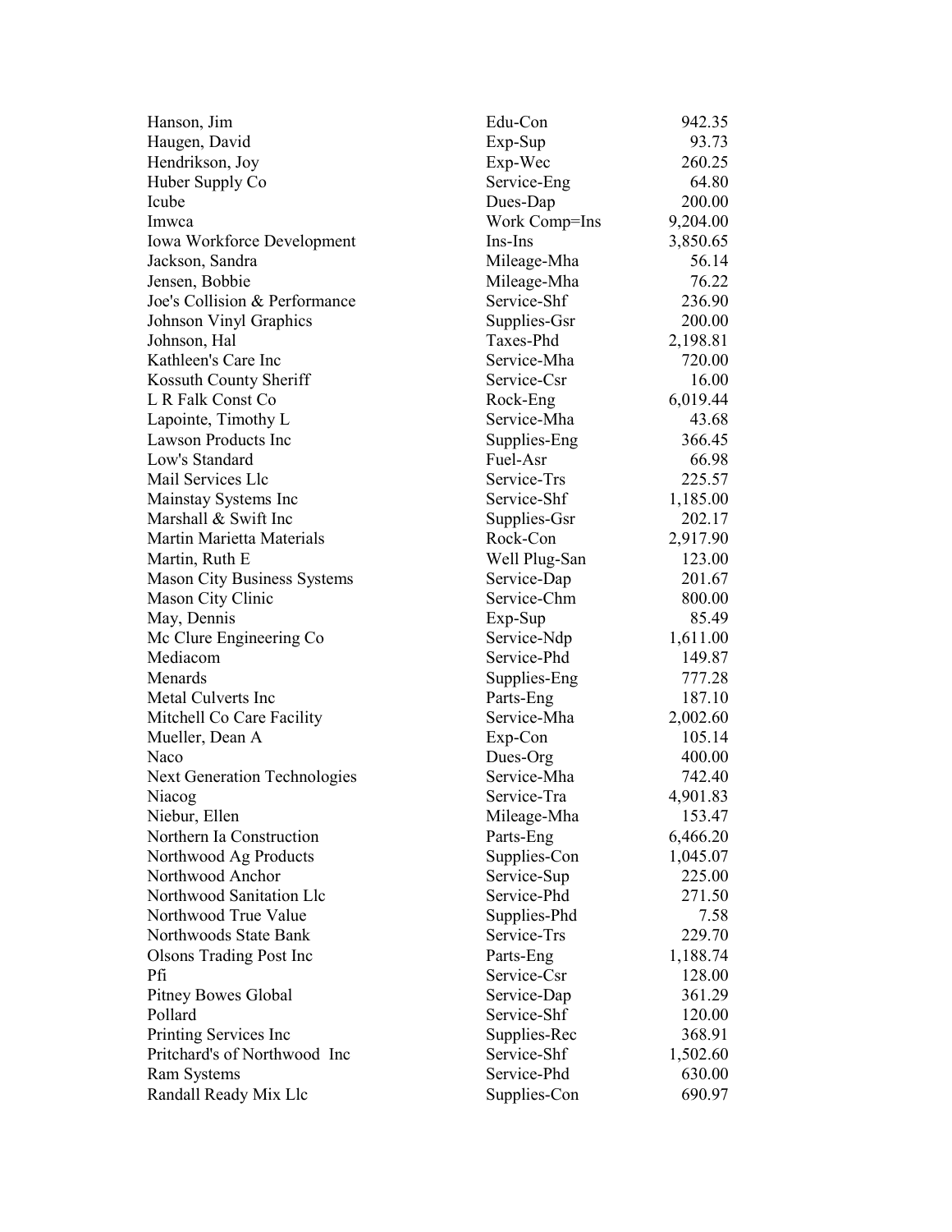| | | |
|---|---|---|
| Hanson, Jim | Edu-Con | 942.35 |
| Haugen, David | Exp-Sup | 93.73 |
| Hendrikson, Joy | Exp-Wec | 260.25 |
| Huber Supply Co | Service-Eng | 64.80 |
| Icube | Dues-Dap | 200.00 |
| Imwca | Work Comp=Ins | 9,204.00 |
| Iowa Workforce Development | Ins-Ins | 3,850.65 |
| Jackson, Sandra | Mileage-Mha | 56.14 |
| Jensen, Bobbie | Mileage-Mha | 76.22 |
| Joe's Collision & Performance | Service-Shf | 236.90 |
| Johnson Vinyl Graphics | Supplies-Gsr | 200.00 |
| Johnson, Hal | Taxes-Phd | 2,198.81 |
| Kathleen's Care Inc | Service-Mha | 720.00 |
| Kossuth County Sheriff | Service-Csr | 16.00 |
| L R Falk Const Co | Rock-Eng | 6,019.44 |
| Lapointe, Timothy L | Service-Mha | 43.68 |
| Lawson Products Inc | Supplies-Eng | 366.45 |
| Low's Standard | Fuel-Asr | 66.98 |
| Mail Services Llc | Service-Trs | 225.57 |
| Mainstay Systems Inc | Service-Shf | 1,185.00 |
| Marshall & Swift Inc | Supplies-Gsr | 202.17 |
| Martin Marietta Materials | Rock-Con | 2,917.90 |
| Martin, Ruth E | Well Plug-San | 123.00 |
| Mason City Business Systems | Service-Dap | 201.67 |
| Mason City Clinic | Service-Chm | 800.00 |
| May, Dennis | Exp-Sup | 85.49 |
| Mc Clure Engineering Co | Service-Ndp | 1,611.00 |
| Mediacom | Service-Phd | 149.87 |
| Menards | Supplies-Eng | 777.28 |
| Metal Culverts Inc | Parts-Eng | 187.10 |
| Mitchell Co Care Facility | Service-Mha | 2,002.60 |
| Mueller, Dean A | Exp-Con | 105.14 |
| Naco | Dues-Org | 400.00 |
| Next Generation Technologies | Service-Mha | 742.40 |
| Niacog | Service-Tra | 4,901.83 |
| Niebur, Ellen | Mileage-Mha | 153.47 |
| Northern Ia Construction | Parts-Eng | 6,466.20 |
| Northwood Ag Products | Supplies-Con | 1,045.07 |
| Northwood Anchor | Service-Sup | 225.00 |
| Northwood Sanitation Llc | Service-Phd | 271.50 |
| Northwood True Value | Supplies-Phd | 7.58 |
| Northwoods State Bank | Service-Trs | 229.70 |
| Olsons Trading Post Inc | Parts-Eng | 1,188.74 |
| Pfi | Service-Csr | 128.00 |
| Pitney Bowes Global | Service-Dap | 361.29 |
| Pollard | Service-Shf | 120.00 |
| Printing Services Inc | Supplies-Rec | 368.91 |
| Pritchard's of Northwood Inc | Service-Shf | 1,502.60 |
| Ram Systems | Service-Phd | 630.00 |
| Randall Ready Mix Llc | Supplies-Con | 690.97 |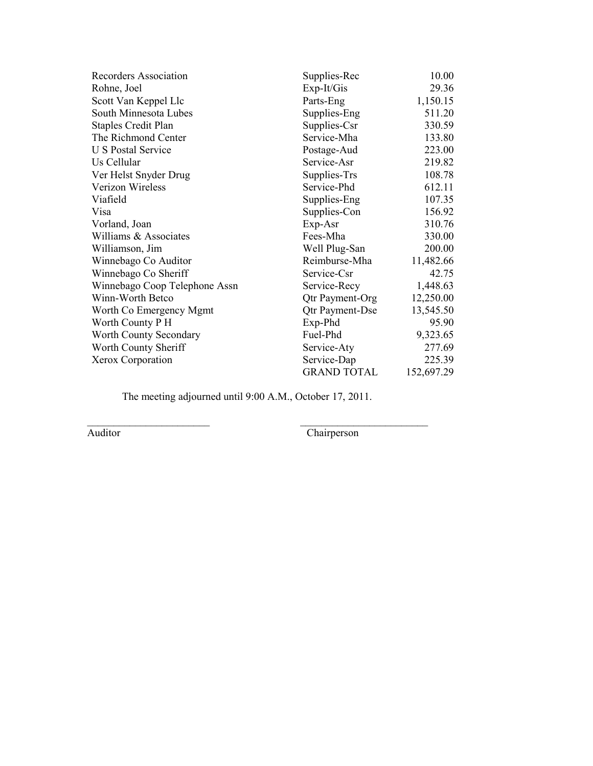| | | |
|---|---|---|
| Recorders Association | Supplies-Rec | 10.00 |
| Rohne, Joel | Exp-It/Gis | 29.36 |
| Scott Van Keppel Llc | Parts-Eng | 1,150.15 |
| South Minnesota Lubes | Supplies-Eng | 511.20 |
| Staples Credit Plan | Supplies-Csr | 330.59 |
| The Richmond Center | Service-Mha | 133.80 |
| U S Postal Service | Postage-Aud | 223.00 |
| Us Cellular | Service-Asr | 219.82 |
| Ver Helst Snyder Drug | Supplies-Trs | 108.78 |
| Verizon Wireless | Service-Phd | 612.11 |
| Viafield | Supplies-Eng | 107.35 |
| Visa | Supplies-Con | 156.92 |
| Vorland, Joan | Exp-Asr | 310.76 |
| Williams & Associates | Fees-Mha | 330.00 |
| Williamson, Jim | Well Plug-San | 200.00 |
| Winnebago Co Auditor | Reimburse-Mha | 11,482.66 |
| Winnebago Co Sheriff | Service-Csr | 42.75 |
| Winnebago Coop Telephone Assn | Service-Recy | 1,448.63 |
| Winn-Worth Betco | Qtr Payment-Org | 12,250.00 |
| Worth Co Emergency Mgmt | Qtr Payment-Dse | 13,545.50 |
| Worth County P H | Exp-Phd | 95.90 |
| Worth County Secondary | Fuel-Phd | 9,323.65 |
| Worth County Sheriff | Service-Aty | 277.69 |
| Xerox Corporation | Service-Dap | 225.39 |
| | GRAND TOTAL | 152,697.29 |

The meeting adjourned until 9:00 A.M., October 17, 2011.

_______________________ _______________________

Auditor Chairperson